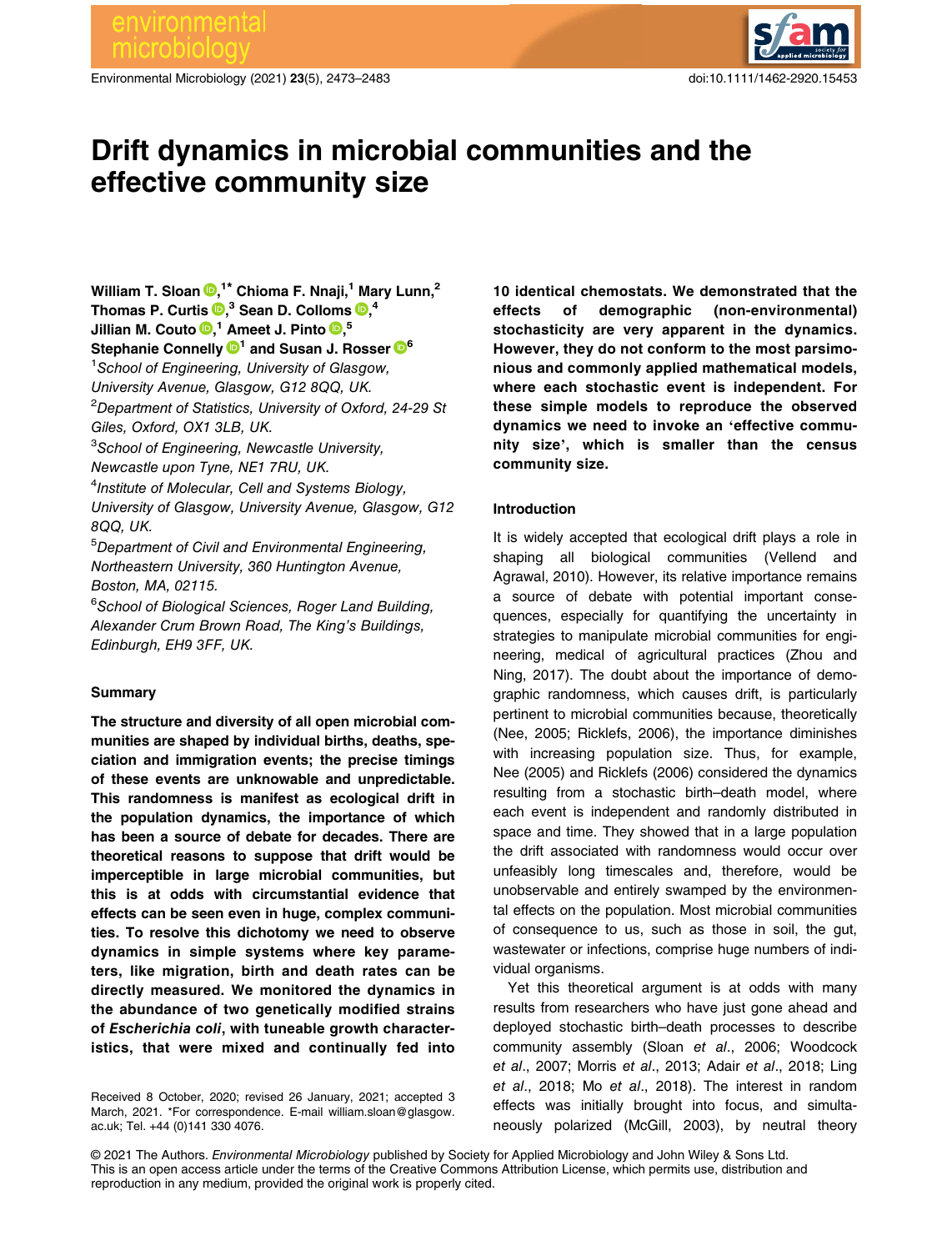# Drift dynamics in microbial communities and the effective community size

**William T. Sloan**,[1*] **Chioma F. Nnaji**,[1] **Mary Lunn**,[2] **Thomas P. Curtis**,[3] **Sean D. Colloms**,[4] **Jillian M. Couto**,[1] **Ameet J. Pinto**,[5] **Stephanie Connelly**[1] **and Susan J. Rosser**[6]

[1]*School of Engineering, University of Glasgow, University Avenue, Glasgow, G12 8QQ, UK.*
[2]*Department of Statistics, University of Oxford, 24-29 St Giles, Oxford, OX1 3LB, UK.*
[3]*School of Engineering, Newcastle University, Newcastle upon Tyne, NE1 7RU, UK.*
[4]*Institute of Molecular, Cell and Systems Biology, University of Glasgow, University Avenue, Glasgow, G12 8QQ, UK.*
[5]*Department of Civil and Environmental Engineering, Northeastern University, 360 Huntington Avenue, Boston, MA, 02115.*
[6]*School of Biological Sciences, Roger Land Building, Alexander Crum Brown Road, The King's Buildings, Edinburgh, EH9 3FF, UK.*

## Summary

**The structure and diversity of all open microbial communities are shaped by individual births, deaths, speciation and immigration events; the precise timings of these events are unknowable and unpredictable. This randomness is manifest as ecological drift in the population dynamics, the importance of which has been a source of debate for decades. There are theoretical reasons to suppose that drift would be imperceptible in large microbial communities, but this is at odds with circumstantial evidence that effects can be seen even in huge, complex communities. To resolve this dichotomy we need to observe dynamics in simple systems where key parameters, like migration, birth and death rates can be directly measured. We monitored the dynamics in the abundance of two genetically modified strains of *Escherichia coli*, with tuneable growth characteristics, that were mixed and continually fed into 10 identical chemostats. We demonstrated that the effects of demographic (non-environmental) stochasticity are very apparent in the dynamics. However, they do not conform to the most parsimonious and commonly applied mathematical models, where each stochastic event is independent. For these simple models to reproduce the observed dynamics we need to invoke an 'effective community size', which is smaller than the census community size.**

Received 8 October, 2020; revised 26 January, 2021; accepted 3 March, 2021. *For correspondence. E-mail william.sloan@glasgow.ac.uk; Tel. +44 (0)141 330 4076.

## Introduction

It is widely accepted that ecological drift plays a role in shaping all biological communities (Vellend and Agrawal, 2010). However, its relative importance remains a source of debate with potential important consequences, especially for quantifying the uncertainty in strategies to manipulate microbial communities for engineering, medical of agricultural practices (Zhou and Ning, 2017). The doubt about the importance of demographic randomness, which causes drift, is particularly pertinent to microbial communities because, theoretically (Nee, 2005; Ricklefs, 2006), the importance diminishes with increasing population size. Thus, for example, Nee (2005) and Ricklefs (2006) considered the dynamics resulting from a stochastic birth–death model, where each event is independent and randomly distributed in space and time. They showed that in a large population the drift associated with randomness would occur over unfeasibly long timescales and, therefore, would be unobservable and entirely swamped by the environmental effects on the population. Most microbial communities of consequence to us, such as those in soil, the gut, wastewater or infections, comprise huge numbers of individual organisms.

Yet this theoretical argument is at odds with many results from researchers who have just gone ahead and deployed stochastic birth–death processes to describe community assembly (Sloan *et al*., 2006; Woodcock *et al*., 2007; Morris *et al*., 2013; Adair *et al*., 2018; Ling *et al*., 2018; Mo *et al*., 2018). The interest in random effects was initially brought into focus, and simultaneously polarized (McGill, 2003), by neutral theory

© 2021 The Authors. *Environmental Microbiology* published by Society for Applied Microbiology and John Wiley & Sons Ltd. This is an open access article under the terms of the Creative Commons Attribution License, which permits use, distribution and reproduction in any medium, provided the original work is properly cited.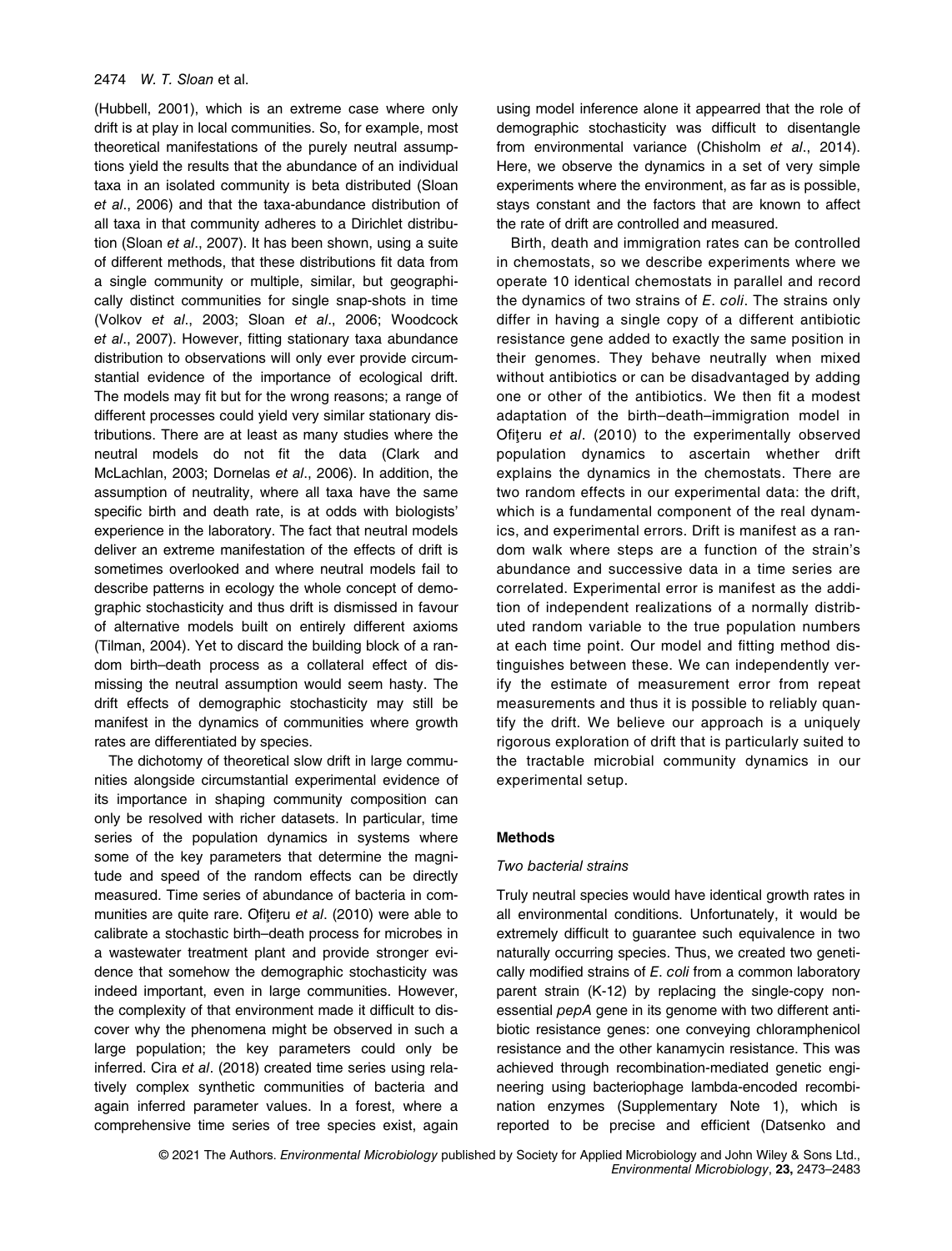(Hubbell, 2001), which is an extreme case where only drift is at play in local communities. So, for example, most theoretical manifestations of the purely neutral assumptions yield the results that the abundance of an individual taxa in an isolated community is beta distributed (Sloan *et al*., 2006) and that the taxa-abundance distribution of all taxa in that community adheres to a Dirichlet distribution (Sloan *et al*., 2007). It has been shown, using a suite of different methods, that these distributions fit data from a single community or multiple, similar, but geographically distinct communities for single snap-shots in time (Volkov *et al*., 2003; Sloan *et al*., 2006; Woodcock *et al*., 2007). However, fitting stationary taxa abundance distribution to observations will only ever provide circumstantial evidence of the importance of ecological drift. The models may fit but for the wrong reasons; a range of different processes could yield very similar stationary distributions. There are at least as many studies where the neutral models do not fit the data (Clark and McLachlan, 2003; Dornelas *et al*., 2006). In addition, the assumption of neutrality, where all taxa have the same specific birth and death rate, is at odds with biologists' experience in the laboratory. The fact that neutral models deliver an extreme manifestation of the effects of drift is sometimes overlooked and where neutral models fail to describe patterns in ecology the whole concept of demographic stochasticity and thus drift is dismissed in favour of alternative models built on entirely different axioms (Tilman, 2004). Yet to discard the building block of a random birth–death process as a collateral effect of dismissing the neutral assumption would seem hasty. The drift effects of demographic stochasticity may still be manifest in the dynamics of communities where growth rates are differentiated by species.

The dichotomy of theoretical slow drift in large communities alongside circumstantial experimental evidence of its importance in shaping community composition can only be resolved with richer datasets. In particular, time series of the population dynamics in systems where some of the key parameters that determine the magnitude and speed of the random effects can be directly measured. Time series of abundance of bacteria in communities are quite rare. Ofiţeru *et al*. (2010) were able to calibrate a stochastic birth–death process for microbes in a wastewater treatment plant and provide stronger evidence that somehow the demographic stochasticity was indeed important, even in large communities. However, the complexity of that environment made it difficult to discover why the phenomena might be observed in such a large population; the key parameters could only be inferred. Cira *et al*. (2018) created time series using relatively complex synthetic communities of bacteria and again inferred parameter values. In a forest, where a comprehensive time series of tree species exist, again using model inference alone it appearred that the role of demographic stochasticity was difficult to disentangle from environmental variance (Chisholm *et al*., 2014). Here, we observe the dynamics in a set of very simple experiments where the environment, as far as is possible, stays constant and the factors that are known to affect the rate of drift are controlled and measured.

Birth, death and immigration rates can be controlled in chemostats, so we describe experiments where we operate 10 identical chemostats in parallel and record the dynamics of two strains of *E. coli*. The strains only differ in having a single copy of a different antibiotic resistance gene added to exactly the same position in their genomes. They behave neutrally when mixed without antibiotics or can be disadvantaged by adding one or other of the antibiotics. We then fit a modest adaptation of the birth–death–immigration model in Ofiţeru *et al*. (2010) to the experimentally observed population dynamics to ascertain whether drift explains the dynamics in the chemostats. There are two random effects in our experimental data: the drift, which is a fundamental component of the real dynamics, and experimental errors. Drift is manifest as a random walk where steps are a function of the strain's abundance and successive data in a time series are correlated. Experimental error is manifest as the addition of independent realizations of a normally distributed random variable to the true population numbers at each time point. Our model and fitting method distinguishes between these. We can independently verify the estimate of measurement error from repeat measurements and thus it is possible to reliably quantify the drift. We believe our approach is a uniquely rigorous exploration of drift that is particularly suited to the tractable microbial community dynamics in our experimental setup.

## Methods

### Two bacterial strains

Truly neutral species would have identical growth rates in all environmental conditions. Unfortunately, it would be extremely difficult to guarantee such equivalence in two naturally occurring species. Thus, we created two genetically modified strains of *E. coli* from a common laboratory parent strain (K-12) by replacing the single-copy non-essential *pepA* gene in its genome with two different antibiotic resistance genes: one conveying chloramphenicol resistance and the other kanamycin resistance. This was achieved through recombination-mediated genetic engineering using bacteriophage lambda-encoded recombination enzymes (Supplementary Note 1), which is reported to be precise and efficient (Datsenko and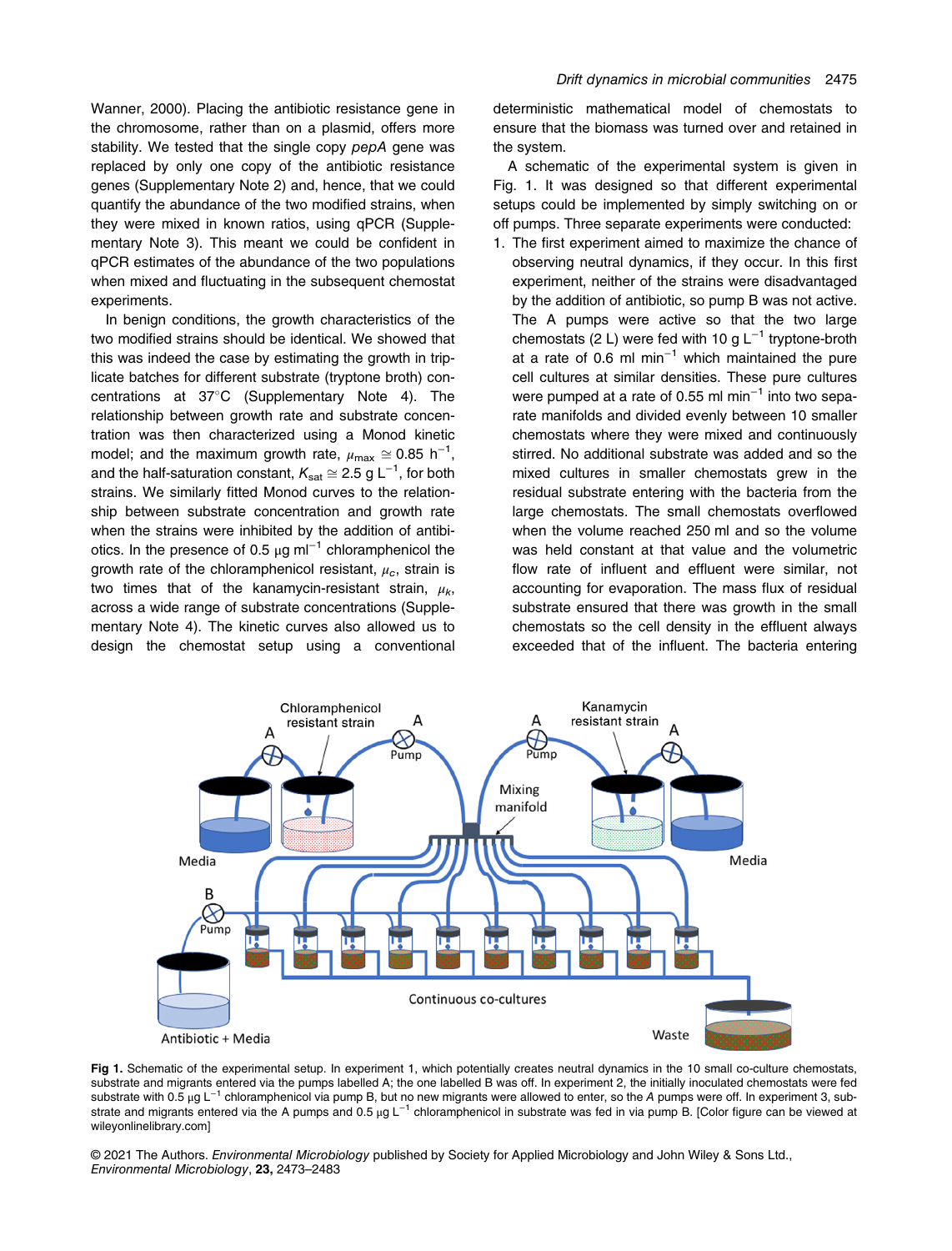Wanner, 2000). Placing the antibiotic resistance gene in the chromosome, rather than on a plasmid, offers more stability. We tested that the single copy *pepA* gene was replaced by only one copy of the antibiotic resistance genes (Supplementary Note 2) and, hence, that we could quantify the abundance of the two modified strains, when they were mixed in known ratios, using qPCR (Supplementary Note 3). This meant we could be confident in qPCR estimates of the abundance of the two populations when mixed and fluctuating in the subsequent chemostat experiments.

In benign conditions, the growth characteristics of the two modified strains should be identical. We showed that this was indeed the case by estimating the growth in triplicate batches for different substrate (tryptone broth) concentrations at 37°C (Supplementary Note 4). The relationship between growth rate and substrate concentration was then characterized using a Monod kinetic model; and the maximum growth rate, $\mu_{max} \cong 0.85$ h$^{-1}$, and the half-saturation constant, $K_{sat} \cong 2.5$ g L$^{-1}$, for both strains. We similarly fitted Monod curves to the relationship between substrate concentration and growth rate when the strains were inhibited by the addition of antibiotics. In the presence of 0.5 μg ml$^{-1}$ chloramphenicol the growth rate of the chloramphenicol resistant, $\mu_c$, strain is two times that of the kanamycin-resistant strain, $\mu_k$, across a wide range of substrate concentrations (Supplementary Note 4). The kinetic curves also allowed us to design the chemostat setup using a conventional deterministic mathematical model of chemostats to ensure that the biomass was turned over and retained in the system.

A schematic of the experimental system is given in Fig. 1. It was designed so that different experimental setups could be implemented by simply switching on or off pumps. Three separate experiments were conducted:

1. The first experiment aimed to maximize the chance of observing neutral dynamics, if they occur. In this first experiment, neither of the strains were disadvantaged by the addition of antibiotic, so pump B was not active. The A pumps were active so that the two large chemostats (2 L) were fed with 10 g L$^{-1}$ tryptone-broth at a rate of 0.6 ml min$^{-1}$ which maintained the pure cell cultures at similar densities. These pure cultures were pumped at a rate of 0.55 ml min$^{-1}$ into two separate manifolds and divided evenly between 10 smaller chemostats where they were mixed and continuously stirred. No additional substrate was added and so the mixed cultures in smaller chemostats grew in the residual substrate entering with the bacteria from the large chemostats. The small chemostats overflowed when the volume reached 250 ml and so the volume was held constant at that value and the volumetric flow rate of influent and effluent were similar, not accounting for evaporation. The mass flux of residual substrate ensured that there was growth in the small chemostats so the cell density in the effluent always exceeded that of the influent. The bacteria entering

Fig 1. Schematic of the experimental setup. In experiment 1, which potentially creates neutral dynamics in the 10 small co-culture chemostats, substrate and migrants entered via the pumps labelled A; the one labelled B was off. In experiment 2, the initially inoculated chemostats were fed substrate with 0.5 μg L$^{-1}$ chloramphenicol via pump B, but no new migrants were allowed to enter, so the *A* pumps were off. In experiment 3, substrate and migrants entered via the A pumps and 0.5 μg L$^{-1}$ chloramphenicol in substrate was fed in via pump B. [Color figure can be viewed at wileyonlinelibrary.com]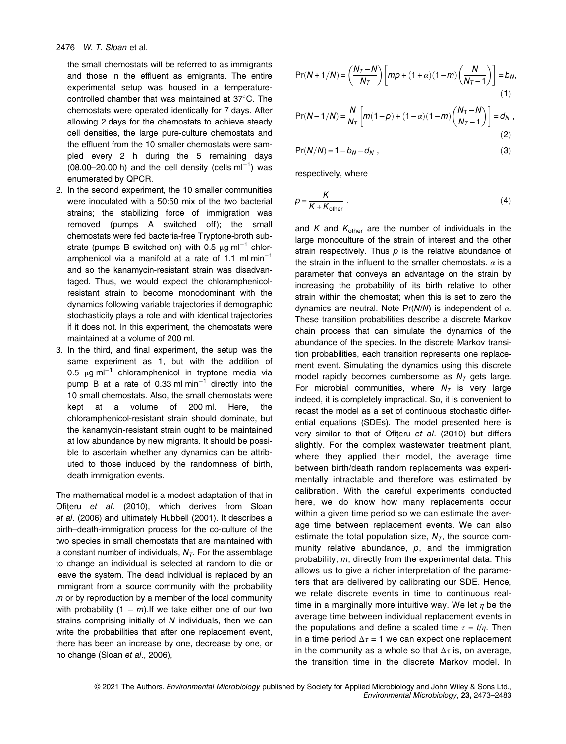the small chemostats will be referred to as immigrants and those in the effluent as emigrants. The entire experimental setup was housed in a temperature-controlled chamber that was maintained at 37°C. The chemostats were operated identically for 7 days. After allowing 2 days for the chemostats to achieve steady cell densities, the large pure-culture chemostats and the effluent from the 10 smaller chemostats were sampled every 2 h during the 5 remaining days (08.00–20.00 h) and the cell density (cells $ml^{-1}$) was enumerated by QPCR.

2. In the second experiment, the 10 smaller communities were inoculated with a 50:50 mix of the two bacterial strains; the stabilizing force of immigration was removed (pumps A switched off); the small chemostats were fed bacteria-free Tryptone-broth substrate (pumps B switched on) with 0.5 μg $ml^{-1}$ chloramphenicol via a manifold at a rate of 1.1 ml $min^{-1}$ and so the kanamycin-resistant strain was disadvantaged. Thus, we would expect the chloramphenicol-resistant strain to become monodominant with the dynamics following variable trajectories if demographic stochasticity plays a role and with identical trajectories if it does not. In this experiment, the chemostats were maintained at a volume of 200 ml.
3. In the third, and final experiment, the setup was the same experiment as 1, but with the addition of 0.5 μg $ml^{-1}$ chloramphenicol in tryptone media via pump B at a rate of 0.33 ml $min^{-1}$ directly into the 10 small chemostats. Also, the small chemostats were kept at a volume of 200 ml. Here, the chloramphenicol-resistant strain should dominate, but the kanamycin-resistant strain ought to be maintained at low abundance by new migrants. It should be possible to ascertain whether any dynamics can be attributed to those induced by the randomness of birth, death immigration events.

The mathematical model is a modest adaptation of that in Ofiţeru *et al*. (2010), which derives from Sloan *et al*. (2006) and ultimately Hubbell (2001). It describes a birth–death-immigration process for the co-culture of the two species in small chemostats that are maintained with a constant number of individuals, $N_T$. For the assemblage to change an individual is selected at random to die or leave the system. The dead individual is replaced by an immigrant from a source community with the probability $m$ or by reproduction by a member of the local community with probability $(1 - m)$.If we take either one of our two strains comprising initially of $N$ individuals, then we can write the probabilities that after one replacement event, there has been an increase by one, decrease by one, or no change (Sloan *et al*., 2006),

$$\Pr(N+1/N) = \left(\frac{N_T - N}{N_T}\right)\left[mp + (1+\alpha)(1-m)\left(\frac{N}{N_T - 1}\right)\right] = b_N, \quad (1)$$

$$\Pr(N-1/N) = \frac{N}{N_T}\left[m(1-p) + (1-\alpha)(1-m)\left(\frac{N_T - N}{N_T - 1}\right)\right] = d_N, \quad (2)$$

$$\Pr(N/N) = 1 - b_N - d_N, \quad (3)$$

respectively, where

$$p = \frac{K}{K + K_{\text{other}}}. \quad (4)$$

and $K$ and $K_{\text{other}}$ are the number of individuals in the large monoculture of the strain of interest and the other strain respectively. Thus $p$ is the relative abundance of the strain in the influent to the smaller chemostats. $\alpha$ is a parameter that conveys an advantage on the strain by increasing the probability of its birth relative to other strain within the chemostat; when this is set to zero the dynamics are neutral. Note $\Pr(N/N)$ is independent of $\alpha$. These transition probabilities describe a discrete Markov chain process that can simulate the dynamics of the abundance of the species. In the discrete Markov transition probabilities, each transition represents one replacement event. Simulating the dynamics using this discrete model rapidly becomes cumbersome as $N_T$ gets large. For microbial communities, where $N_T$ is very large indeed, it is completely impractical. So, it is convenient to recast the model as a set of continuous stochastic differential equations (SDEs). The model presented here is very similar to that of Ofiţeru *et al*. (2010) but differs slightly. For the complex wastewater treatment plant, where they applied their model, the average time between birth/death random replacements was experimentally intractable and therefore was estimated by calibration. With the careful experiments conducted here, we do know how many replacements occur within a given time period so we can estimate the average time between replacement events. We can also estimate the total population size, $N_T$, the source community relative abundance, $p$, and the immigration probability, $m$, directly from the experimental data. This allows us to give a richer interpretation of the parameters that are delivered by calibrating our SDE. Hence, we relate discrete events in time to continuous real-time in a marginally more intuitive way. We let $\eta$ be the average time between individual replacement events in the populations and define a scaled time $\tau = t/\eta$. Then in a time period $\Delta\tau = 1$ we can expect one replacement in the community as a whole so that $\Delta\tau$ is, on average, the transition time in the discrete Markov model. In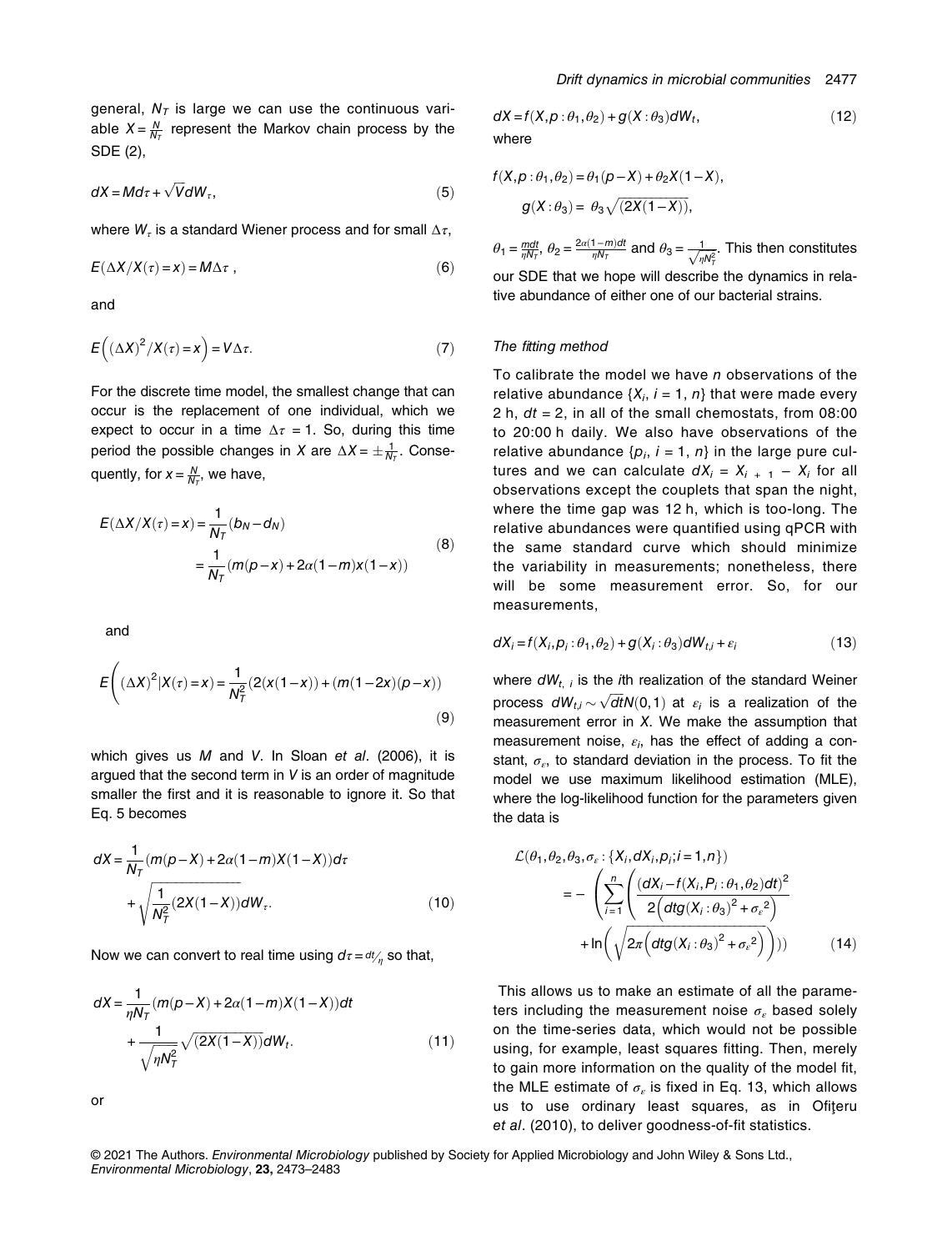general, $N_T$ is large we can use the continuous variable $X = \frac{N}{N_T}$ represent the Markov chain process by the SDE (2),

$$dX = Md\tau + \sqrt{V}dW_\tau, \tag{5}$$

where $W_\tau$ is a standard Wiener process and for small $\Delta\tau$,

$$E(\Delta X / X(\tau) = x) = M\Delta\tau \ , \tag{6}$$

and

$$E\left((\Delta X)^2 / X(\tau) = x\right) = V\Delta\tau. \tag{7}$$

For the discrete time model, the smallest change that can occur is the replacement of one individual, which we expect to occur in a time $\Delta\tau = 1$. So, during this time period the possible changes in $X$ are $\Delta X = \pm\frac{1}{N_T}$. Consequently, for $x = \frac{N}{N_T}$, we have,

$$\begin{aligned} E(\Delta X / X(\tau) = x) &= \frac{1}{N_T}(b_N - d_N) \\ &= \frac{1}{N_T}(m(p-x) + 2\alpha(1-m)x(1-x)) \end{aligned} \tag{8}$$

and

$$E\left((\Delta X)^2 | X(\tau) = x\right) = \frac{1}{N_T^2}(2(x(1-x)) + (m(1-2x)(p-x)) \tag{9}$$

which gives us $M$ and $V$. In Sloan *et al*. (2006), it is argued that the second term in $V$ is an order of magnitude smaller the first and it is reasonable to ignore it. So that Eq. 5 becomes

$$dX = \frac{1}{N_T}(m(p-X) + 2\alpha(1-m)X(1-X))d\tau + \sqrt{\frac{1}{N_T^2}(2X(1-X))}dW_\tau. \tag{10}$$

Now we can convert to real time using $d\tau = {}^{dt}\!/_{\eta}$ so that,

$$dX = \frac{1}{\eta N_T}(m(p-X) + 2\alpha(1-m)X(1-X))dt + \frac{1}{\sqrt{\eta N_T^2}}\sqrt{(2X(1-X))}dW_t. \tag{11}$$

or

$$dX = f(X, p : \theta_1, \theta_2) + g(X : \theta_3)dW_t, \tag{12}$$

where

$$f(X, p : \theta_1, \theta_2) = \theta_1(p - X) + \theta_2 X(1-X),$$
$$g(X : \theta_3) = \theta_3\sqrt{(2X(1-X))},$$

$\theta_1 = \frac{mdt}{\eta N_T}$, $\theta_2 = \frac{2\alpha(1-m)dt}{\eta N_T}$ and $\theta_3 = \frac{1}{\sqrt{\eta N_T^2}}$. This then constitutes our SDE that we hope will describe the dynamics in relative abundance of either one of our bacterial strains.

### The fitting method

To calibrate the model we have $n$ observations of the relative abundance $\{X_i, i = 1, n\}$ that were made every 2 h, $dt = 2$, in all of the small chemostats, from 08:00 to 20:00 h daily. We also have observations of the relative abundance $\{p_i, i = 1, n\}$ in the large pure cultures and we can calculate $dX_i = X_{i+1} - X_i$ for all observations except the couplets that span the night, where the time gap was 12 h, which is too-long. The relative abundances were quantified using qPCR with the same standard curve which should minimize the variability in measurements; nonetheless, there will be some measurement error. So, for our measurements,

$$dX_i = f(X_i, p_i : \theta_1, \theta_2) + g(X_i : \theta_3)dW_{t,i} + \varepsilon_i \tag{13}$$

where $dW_{t,\,i}$ is the $i$th realization of the standard Weiner process $dW_{t,i} \sim \sqrt{dt}N(0,1)$ at $\varepsilon_i$ is a realization of the measurement error in $X$. We make the assumption that measurement noise, $\varepsilon_i$, has the effect of adding a constant, $\sigma_\varepsilon$, to standard deviation in the process. To fit the model we use maximum likelihood estimation (MLE), where the log-likelihood function for the parameters given the data is

$$\begin{aligned} \mathcal{L}(\theta_1, \theta_2, \theta_3, \sigma_\varepsilon : \{X_i, dX_i, p_i; i = 1, n\}) \\ = -\left(\sum_{i=1}^{n}\left(\frac{(dX_i - f(X_i, P_i : \theta_1, \theta_2)dt)^2}{2\left(dtg(X_i : \theta_3)^2 + \sigma_\varepsilon^2\right)} + \ln\left(\sqrt{2\pi\left(dtg(X_i : \theta_3)^2 + \sigma_\varepsilon^2\right)}\right)\right)\right) \end{aligned} \tag{14}$$

This allows us to make an estimate of all the parameters including the measurement noise $\sigma_\varepsilon$ based solely on the time-series data, which would not be possible using, for example, least squares fitting. Then, merely to gain more information on the quality of the model fit, the MLE estimate of $\sigma_\varepsilon$ is fixed in Eq. 13, which allows us to use ordinary least squares, as in Ofiţeru *et al*. (2010), to deliver goodness-of-fit statistics.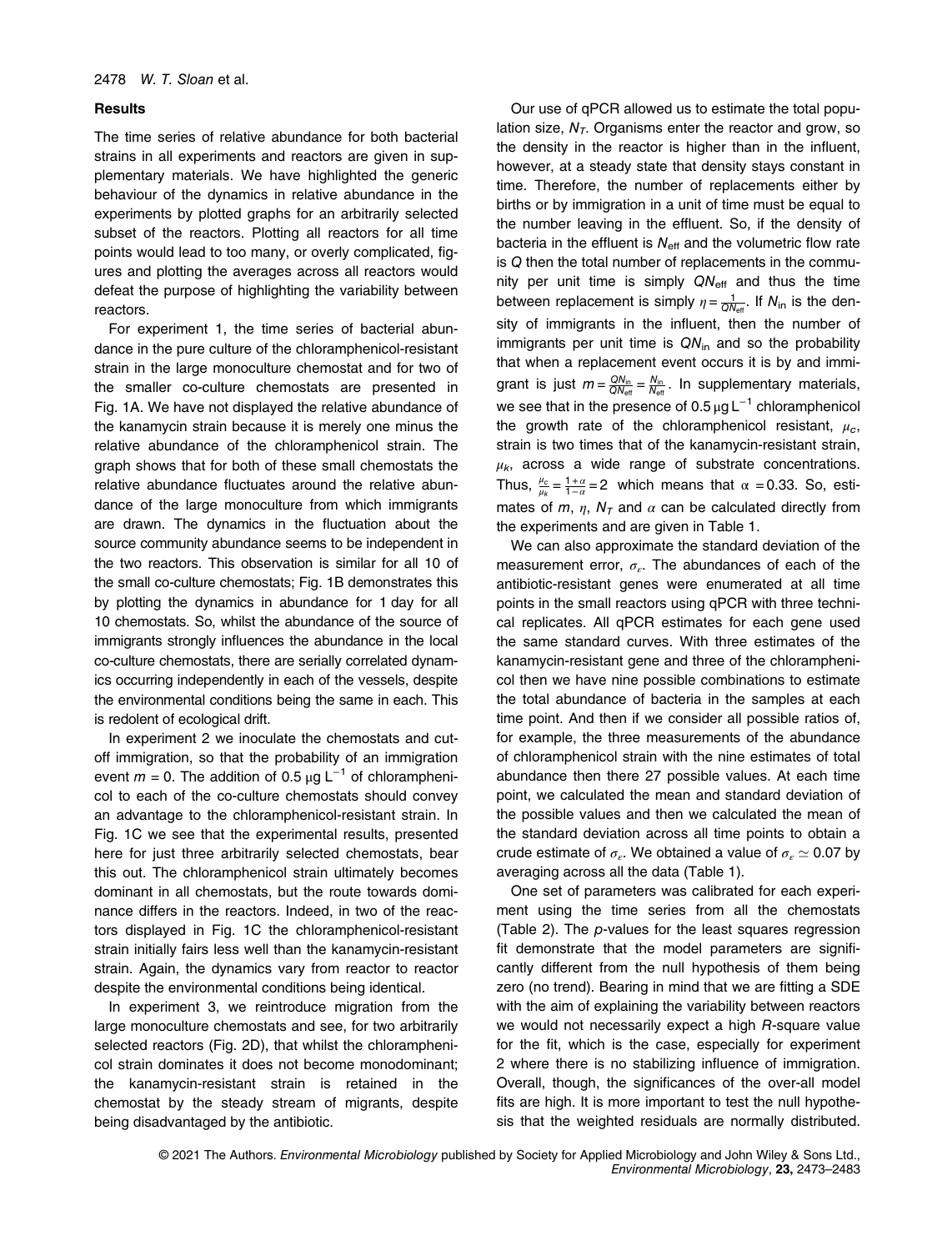### Results

The time series of relative abundance for both bacterial strains in all experiments and reactors are given in supplementary materials. We have highlighted the generic behaviour of the dynamics in relative abundance in the experiments by plotted graphs for an arbitrarily selected subset of the reactors. Plotting all reactors for all time points would lead to too many, or overly complicated, figures and plotting the averages across all reactors would defeat the purpose of highlighting the variability between reactors.

For experiment 1, the time series of bacterial abundance in the pure culture of the chloramphenicol-resistant strain in the large monoculture chemostat and for two of the smaller co-culture chemostats are presented in Fig. 1A. We have not displayed the relative abundance of the kanamycin strain because it is merely one minus the relative abundance of the chloramphenicol strain. The graph shows that for both of these small chemostats the relative abundance fluctuates around the relative abundance of the large monoculture from which immigrants are drawn. The dynamics in the fluctuation about the source community abundance seems to be independent in the two reactors. This observation is similar for all 10 of the small co-culture chemostats; Fig. 1B demonstrates this by plotting the dynamics in abundance for 1 day for all 10 chemostats. So, whilst the abundance of the source of immigrants strongly influences the abundance in the local co-culture chemostats, there are serially correlated dynamics occurring independently in each of the vessels, despite the environmental conditions being the same in each. This is redolent of ecological drift.

In experiment 2 we inoculate the chemostats and cut-off immigration, so that the probability of an immigration event $m = 0$. The addition of 0.5 μg L$^{-1}$ of chloramphenicol to each of the co-culture chemostats should convey an advantage to the chloramphenicol-resistant strain. In Fig. 1C we see that the experimental results, presented here for just three arbitrarily selected chemostats, bear this out. The chloramphenicol strain ultimately becomes dominant in all chemostats, but the route towards dominance differs in the reactors. Indeed, in two of the reactors displayed in Fig. 1C the chloramphenicol-resistant strain initially fairs less well than the kanamycin-resistant strain. Again, the dynamics vary from reactor to reactor despite the environmental conditions being identical.

In experiment 3, we reintroduce migration from the large monoculture chemostats and see, for two arbitrarily selected reactors (Fig. 2D), that whilst the chloramphenicol strain dominates it does not become monodominant; the kanamycin-resistant strain is retained in the chemostat by the steady stream of migrants, despite being disadvantaged by the antibiotic.

Our use of qPCR allowed us to estimate the total population size, $N_T$. Organisms enter the reactor and grow, so the density in the reactor is higher than in the influent, however, at a steady state that density stays constant in time. Therefore, the number of replacements either by births or by immigration in a unit of time must be equal to the number leaving in the effluent. So, if the density of bacteria in the effluent is $N_{\text{eff}}$ and the volumetric flow rate is $Q$ then the total number of replacements in the community per unit time is simply $QN_{\text{eff}}$ and thus the time between replacement is simply $\eta = \frac{1}{QN_{\text{eff}}}$. If $N_{\text{in}}$ is the density of immigrants in the influent, then the number of immigrants per unit time is $QN_{\text{in}}$ and so the probability that when a replacement event occurs it is by and immigrant is just $m = \frac{QN_{\text{in}}}{QN_{\text{eff}}} = \frac{N_{\text{in}}}{N_{\text{eff}}}$. In supplementary materials, we see that in the presence of 0.5 μg L$^{-1}$ chloramphenicol the growth rate of the chloramphenicol resistant, $\mu_c$, strain is two times that of the kanamycin-resistant strain, $\mu_k$, across a wide range of substrate concentrations. Thus, $\frac{\mu_c}{\mu_k} = \frac{1+\alpha}{1-\alpha} = 2$ which means that $\alpha = 0.33$. So, estimates of $m$, $\eta$, $N_T$ and $\alpha$ can be calculated directly from the experiments and are given in Table 1.

We can also approximate the standard deviation of the measurement error, $\sigma_\varepsilon$. The abundances of each of the antibiotic-resistant genes were enumerated at all time points in the small reactors using qPCR with three technical replicates. All qPCR estimates for each gene used the same standard curves. With three estimates of the kanamycin-resistant gene and three of the chloramphenicol then we have nine possible combinations to estimate the total abundance of bacteria in the samples at each time point. And then if we consider all possible ratios of, for example, the three measurements of the abundance of chloramphenicol strain with the nine estimates of total abundance then there 27 possible values. At each time point, we calculated the mean and standard deviation of the possible values and then we calculated the mean of the standard deviation across all time points to obtain a crude estimate of $\sigma_\varepsilon$. We obtained a value of $\sigma_\varepsilon \simeq 0.07$ by averaging across all the data (Table 1).

One set of parameters was calibrated for each experiment using the time series from all the chemostats (Table 2). The $p$-values for the least squares regression fit demonstrate that the model parameters are significantly different from the null hypothesis of them being zero (no trend). Bearing in mind that we are fitting a SDE with the aim of explaining the variability between reactors we would not necessarily expect a high $R$-square value for the fit, which is the case, especially for experiment 2 where there is no stabilizing influence of immigration. Overall, though, the significances of the over-all model fits are high. It is more important to test the null hypothesis that the weighted residuals are normally distributed.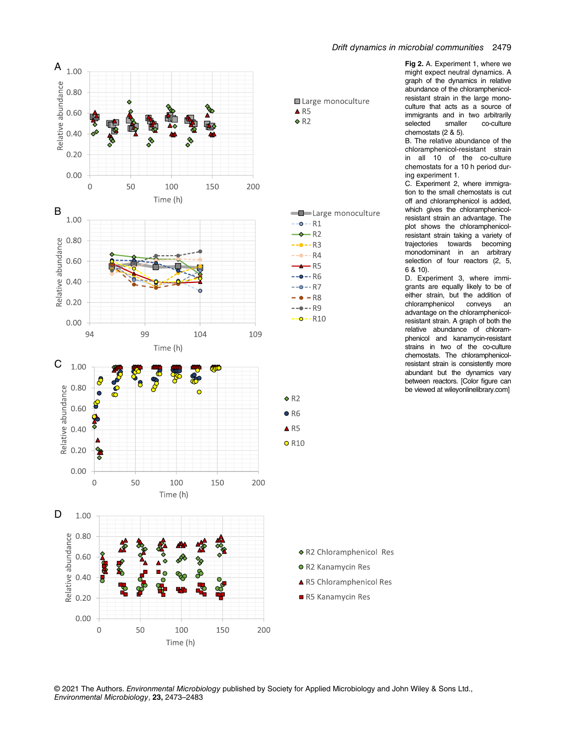**Fig 2.** A. Experiment 1, where we might expect neutral dynamics. A graph of the dynamics in relative abundance of the chloramphenicol-resistant strain in the large monoculture that acts as a source of immigrants and in two arbitrarily selected smaller co-culture chemostats (2 & 5).
B. The relative abundance of the chloramphenicol-resistant strain in all 10 of the co-culture chemostats for a 10 h period during experiment 1.
C. Experiment 2, where immigration to the small chemostats is cut off and chloramphenicol is added, which gives the chloramphenicol-resistant strain an advantage. The plot shows the chloramphenicol-resistant strain taking a variety of trajectories towards becoming monodominant in an arbitrary selection of four reactors (2, 5, 6 & 10).
D. Experiment 3, where immigrants are equally likely to be of either strain, but the addition of chloramphenicol conveys an advantage on the chloramphenicol-resistant strain. A graph of both the relative abundance of chloramphenicol and kanamycin-resistant strains in two of the co-culture chemostats. The chloramphenicol-resistant strain is consistently more abundant but the dynamics vary between reactors. [Color figure can be viewed at wileyonlinelibrary.com]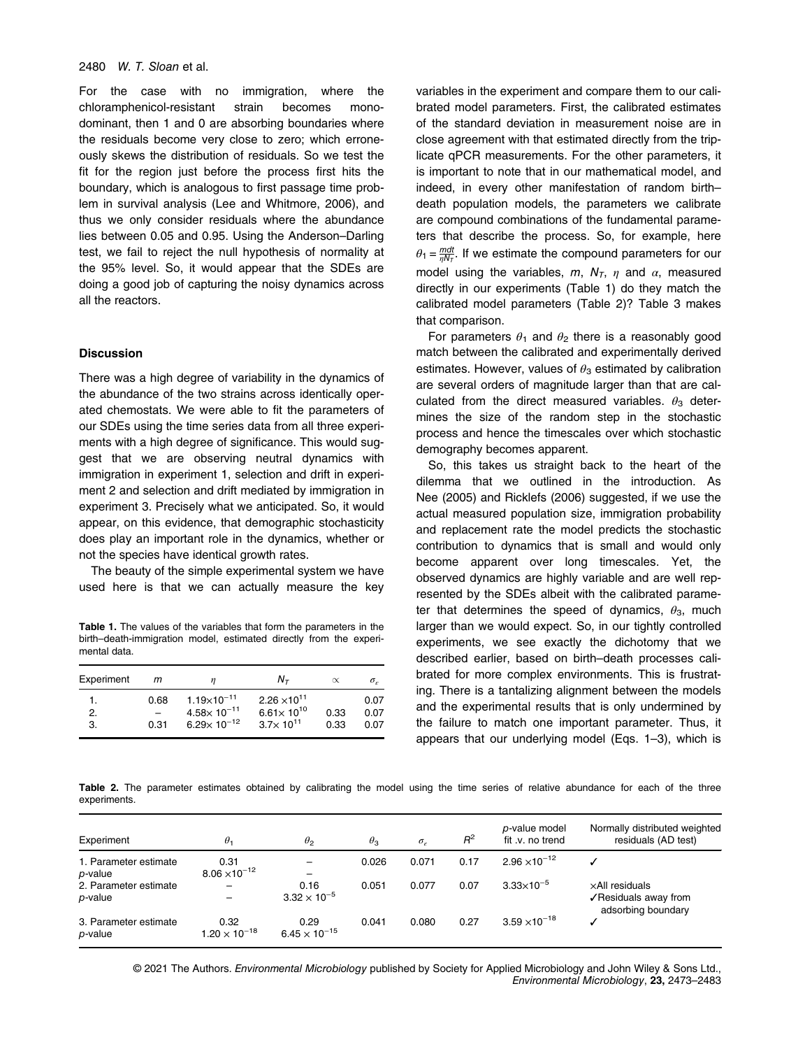For the case with no immigration, where the chloramphenicol-resistant strain becomes monodominant, then 1 and 0 are absorbing boundaries where the residuals become very close to zero; which erroneously skews the distribution of residuals. So we test the fit for the region just before the process first hits the boundary, which is analogous to first passage time problem in survival analysis (Lee and Whitmore, 2006), and thus we only consider residuals where the abundance lies between 0.05 and 0.95. Using the Anderson–Darling test, we fail to reject the null hypothesis of normality at the 95% level. So, it would appear that the SDEs are doing a good job of capturing the noisy dynamics across all the reactors.

## Discussion

There was a high degree of variability in the dynamics of the abundance of the two strains across identically operated chemostats. We were able to fit the parameters of our SDEs using the time series data from all three experiments with a high degree of significance. This would suggest that we are observing neutral dynamics with immigration in experiment 1, selection and drift in experiment 2 and selection and drift mediated by immigration in experiment 3. Precisely what we anticipated. So, it would appear, on this evidence, that demographic stochasticity does play an important role in the dynamics, whether or not the species have identical growth rates.

The beauty of the simple experimental system we have used here is that we can actually measure the key variables in the experiment and compare them to our calibrated model parameters. First, the calibrated estimates of the standard deviation in measurement noise are in close agreement with that estimated directly from the triplicate qPCR measurements. For the other parameters, it is important to note that in our mathematical model, and indeed, in every other manifestation of random birth–death population models, the parameters we calibrate are compound combinations of the fundamental parameters that describe the process. So, for example, here $\theta_1 = \frac{mdt}{\eta N_T}$. If we estimate the compound parameters for our model using the variables, $m$, $N_T$, $\eta$ and $\alpha$, measured directly in our experiments (Table 1) do they match the calibrated model parameters (Table 2)? Table 3 makes that comparison.

For parameters $\theta_1$ and $\theta_2$ there is a reasonably good match between the calibrated and experimentally derived estimates. However, values of $\theta_3$ estimated by calibration are several orders of magnitude larger than that are calculated from the direct measured variables. $\theta_3$ determines the size of the random step in the stochastic process and hence the timescales over which stochastic demography becomes apparent.

So, this takes us straight back to the heart of the dilemma that we outlined in the introduction. As Nee (2005) and Ricklefs (2006) suggested, if we use the actual measured population size, immigration probability and replacement rate the model predicts the stochastic contribution to dynamics that is small and would only become apparent over long timescales. Yet, the observed dynamics are highly variable and are well represented by the SDEs albeit with the calibrated parameter that determines the speed of dynamics, $\theta_3$, much larger than we would expect. So, in our tightly controlled experiments, we see exactly the dichotomy that we described earlier, based on birth–death processes calibrated for more complex environments. This is frustrating. There is a tantalizing alignment between the models and the experimental results that is only undermined by the failure to match one important parameter. Thus, it appears that our underlying model (Eqs. 1–3), which is

**Table 1.** The values of the variables that form the parameters in the birth–death-immigration model, estimated directly from the experimental data.

| Experiment | $m$ | $\eta$ | $N_T$ | $\alpha$ | $\sigma_\varepsilon$ |
|---|---|---|---|---|---|
| 1. | 0.68 | $1.19\times10^{-11}$ | $2.26\times10^{11}$ | | 0.07 |
| 2. | – | $4.58\times10^{-11}$ | $6.61\times10^{10}$ | 0.33 | 0.07 |
| 3. | 0.31 | $6.29\times10^{-12}$ | $3.7\times10^{11}$ | 0.33 | 0.07 |

**Table 2.** The parameter estimates obtained by calibrating the model using the time series of relative abundance for each of the three experiments.

| Experiment | $\theta_1$ | $\theta_2$ | $\theta_3$ | $\sigma_\varepsilon$ | $R^2$ | $p$-value model fit .v. no trend | Normally distributed weighted residuals (AD test) |
|---|---|---|---|---|---|---|---|
| 1. Parameter estimate | 0.31 | – | 0.026 | 0.071 | 0.17 | $2.96\times10^{-12}$ | ✓ |
| $p$-value | $8.06\times10^{-12}$ | – | | | | | |
| 2. Parameter estimate | – | 0.16 | 0.051 | 0.077 | 0.07 | $3.33\times10^{-5}$ | ×All residuals |
| $p$-value | – | $3.32\times10^{-5}$ | | | | | ✓Residuals away from adsorbing boundary |
| 3. Parameter estimate | 0.32 | 0.29 | 0.041 | 0.080 | 0.27 | $3.59\times10^{-18}$ | ✓ |
| $p$-value | $1.20\times10^{-18}$ | $6.45\times10^{-15}$ | | | | | |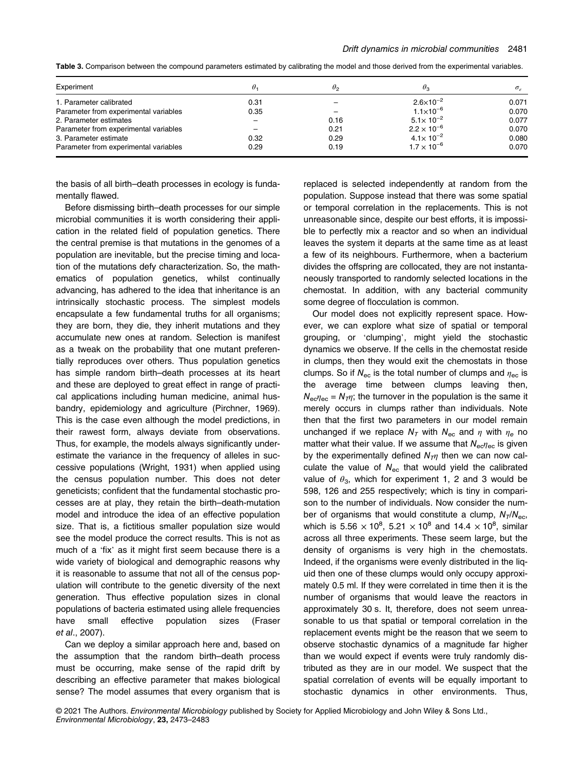**Table 3.** Comparison between the compound parameters estimated by calibrating the model and those derived from the experimental variables.

| Experiment | $\theta_1$ | $\theta_2$ | $\theta_3$ | $\sigma_\varepsilon$ |
|---|---|---|---|---|
| 1. Parameter calibrated | 0.31 | – | $2.6\times10^{-2}$ | 0.071 |
| Parameter from experimental variables | 0.35 | – | $1.1\times10^{-6}$ | 0.070 |
| 2. Parameter estimates | – | 0.16 | $5.1\times10^{-2}$ | 0.077 |
| Parameter from experimental variables | – | 0.21 | $2.2\times10^{-6}$ | 0.070 |
| 3. Parameter estimate | 0.32 | 0.29 | $4.1\times10^{-2}$ | 0.080 |
| Parameter from experimental variables | 0.29 | 0.19 | $1.7\times10^{-6}$ | 0.070 |

the basis of all birth–death processes in ecology is fundamentally flawed.

Before dismissing birth–death processes for our simple microbial communities it is worth considering their application in the related field of population genetics. There the central premise is that mutations in the genomes of a population are inevitable, but the precise timing and location of the mutations defy characterization. So, the mathematics of population genetics, whilst continually advancing, has adhered to the idea that inheritance is an intrinsically stochastic process. The simplest models encapsulate a few fundamental truths for all organisms; they are born, they die, they inherit mutations and they accumulate new ones at random. Selection is manifest as a tweak on the probability that one mutant preferentially reproduces over others. Thus population genetics has simple random birth–death processes at its heart and these are deployed to great effect in range of practical applications including human medicine, animal husbandry, epidemiology and agriculture (Pirchner, 1969). This is the case even although the model predictions, in their rawest form, always deviate from observations. Thus, for example, the models always significantly underestimate the variance in the frequency of alleles in successive populations (Wright, 1931) when applied using the census population number. This does not deter geneticists; confident that the fundamental stochastic processes are at play, they retain the birth–death-mutation model and introduce the idea of an effective population size. That is, a fictitious smaller population size would see the model produce the correct results. This is not as much of a 'fix' as it might first seem because there is a wide variety of biological and demographic reasons why it is reasonable to assume that not all of the census population will contribute to the genetic diversity of the next generation. Thus effective population sizes in clonal populations of bacteria estimated using allele frequencies have small effective population sizes (Fraser *et al*., 2007).

Can we deploy a similar approach here and, based on the assumption that the random birth–death process must be occurring, make sense of the rapid drift by describing an effective parameter that makes biological sense? The model assumes that every organism that is replaced is selected independently at random from the population. Suppose instead that there was some spatial or temporal correlation in the replacements. This is not unreasonable since, despite our best efforts, it is impossible to perfectly mix a reactor and so when an individual leaves the system it departs at the same time as at least a few of its neighbours. Furthermore, when a bacterium divides the offspring are collocated, they are not instantaneously transported to randomly selected locations in the chemostat. In addition, with any bacterial community some degree of flocculation is common.

Our model does not explicitly represent space. However, we can explore what size of spatial or temporal grouping, or 'clumping', might yield the stochastic dynamics we observe. If the cells in the chemostat reside in clumps, then they would exit the chemostats in those clumps. So if $N_{ec}$ is the total number of clumps and $\eta_{ec}$ is the average time between clumps leaving then, $N_{ec}\eta_{ec} = N_T\eta$; the turnover in the population is the same it merely occurs in clumps rather than individuals. Note then that the first two parameters in our model remain unchanged if we replace $N_T$ with $N_{ec}$ and $\eta$ with $\eta_e$ no matter what their value. If we assume that $N_{ec}\eta_{ec}$ is given by the experimentally defined $N_T\eta$ then we can now calculate the value of $N_{ec}$ that would yield the calibrated value of $\theta_3$, which for experiment 1, 2 and 3 would be 598, 126 and 255 respectively; which is tiny in comparison to the number of individuals. Now consider the number of organisms that would constitute a clump, $N_T/N_{ec}$, which is $5.56\times10^8$, $5.21\times10^8$ and $14.4\times10^8$, similar across all three experiments. These seem large, but the density of organisms is very high in the chemostats. Indeed, if the organisms were evenly distributed in the liquid then one of these clumps would only occupy approximately 0.5 ml. If they were correlated in time then it is the number of organisms that would leave the reactors in approximately 30 s. It, therefore, does not seem unreasonable to us that spatial or temporal correlation in the replacement events might be the reason that we seem to observe stochastic dynamics of a magnitude far higher than we would expect if events were truly randomly distributed as they are in our model. We suspect that the spatial correlation of events will be equally important to stochastic dynamics in other environments. Thus,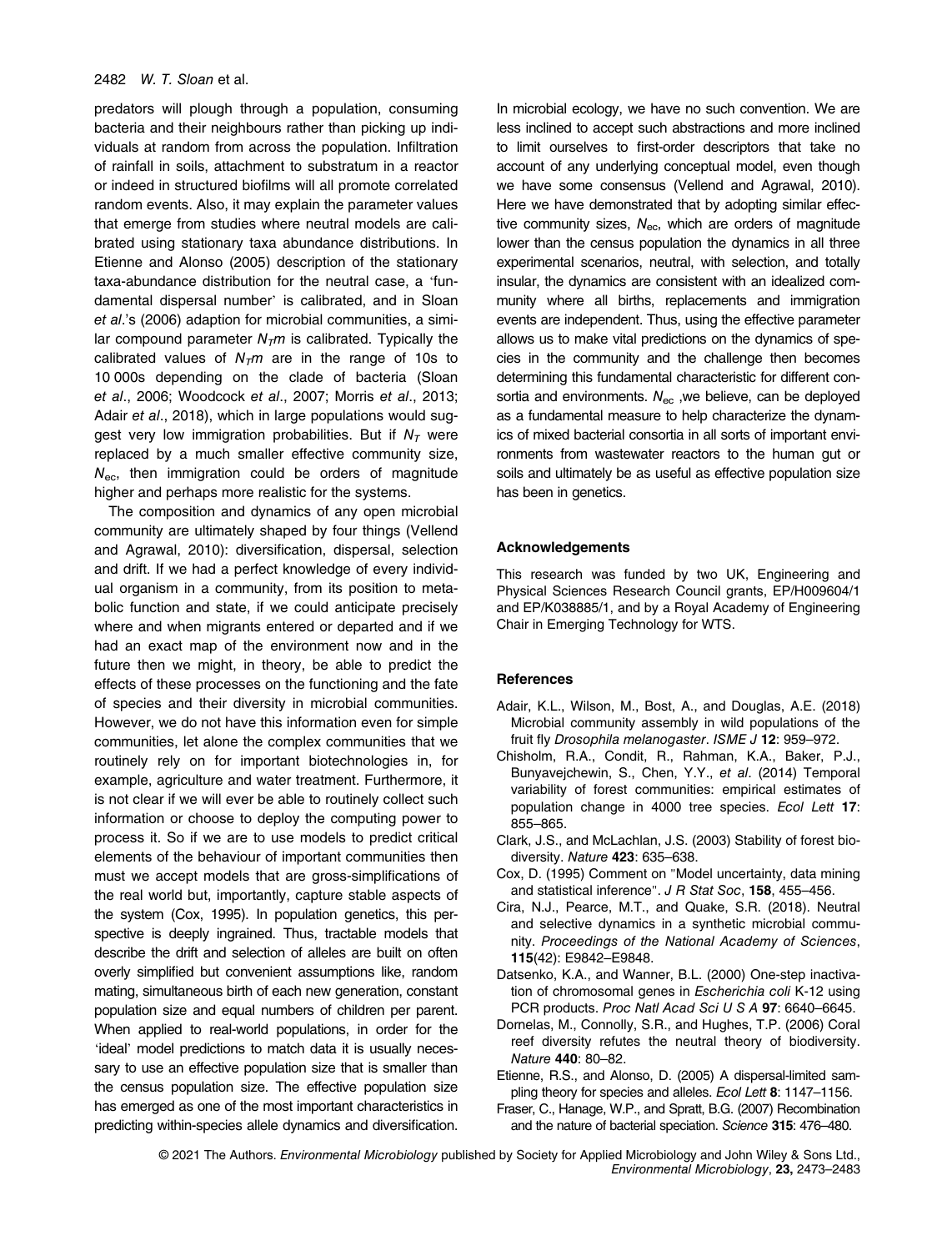predators will plough through a population, consuming bacteria and their neighbours rather than picking up individuals at random from across the population. Infiltration of rainfall in soils, attachment to substratum in a reactor or indeed in structured biofilms will all promote correlated random events. Also, it may explain the parameter values that emerge from studies where neutral models are calibrated using stationary taxa abundance distributions. In Etienne and Alonso (2005) description of the stationary taxa-abundance distribution for the neutral case, a 'fundamental dispersal number' is calibrated, and in Sloan *et al*.'s (2006) adaption for microbial communities, a similar compound parameter $N_T m$ is calibrated. Typically the calibrated values of $N_T m$ are in the range of 10s to 10 000s depending on the clade of bacteria (Sloan *et al*., 2006; Woodcock *et al*., 2007; Morris *et al*., 2013; Adair *et al*., 2018), which in large populations would suggest very low immigration probabilities. But if $N_T$ were replaced by a much smaller effective community size, $N_{ec}$, then immigration could be orders of magnitude higher and perhaps more realistic for the systems.

The composition and dynamics of any open microbial community are ultimately shaped by four things (Vellend and Agrawal, 2010): diversification, dispersal, selection and drift. If we had a perfect knowledge of every individual organism in a community, from its position to metabolic function and state, if we could anticipate precisely where and when migrants entered or departed and if we had an exact map of the environment now and in the future then we might, in theory, be able to predict the effects of these processes on the functioning and the fate of species and their diversity in microbial communities. However, we do not have this information even for simple communities, let alone the complex communities that we routinely rely on for important biotechnologies in, for example, agriculture and water treatment. Furthermore, it is not clear if we will ever be able to routinely collect such information or choose to deploy the computing power to process it. So if we are to use models to predict critical elements of the behaviour of important communities then must we accept models that are gross-simplifications of the real world but, importantly, capture stable aspects of the system (Cox, 1995). In population genetics, this perspective is deeply ingrained. Thus, tractable models that describe the drift and selection of alleles are built on often overly simplified but convenient assumptions like, random mating, simultaneous birth of each new generation, constant population size and equal numbers of children per parent. When applied to real-world populations, in order for the 'ideal' model predictions to match data it is usually necessary to use an effective population size that is smaller than the census population size. The effective population size has emerged as one of the most important characteristics in predicting within-species allele dynamics and diversification. In microbial ecology, we have no such convention. We are less inclined to accept such abstractions and more inclined to limit ourselves to first-order descriptors that take no account of any underlying conceptual model, even though we have some consensus (Vellend and Agrawal, 2010). Here we have demonstrated that by adopting similar effective community sizes, $N_{ec}$, which are orders of magnitude lower than the census population the dynamics in all three experimental scenarios, neutral, with selection, and totally insular, the dynamics are consistent with an idealized community where all births, replacements and immigration events are independent. Thus, using the effective parameter allows us to make vital predictions on the dynamics of species in the community and the challenge then becomes determining this fundamental characteristic for different consortia and environments. $N_{ec}$ ,we believe, can be deployed as a fundamental measure to help characterize the dynamics of mixed bacterial consortia in all sorts of important environments from wastewater reactors to the human gut or soils and ultimately be as useful as effective population size has been in genetics.

## Acknowledgements

This research was funded by two UK, Engineering and Physical Sciences Research Council grants, EP/H009604/1 and EP/K038885/1, and by a Royal Academy of Engineering Chair in Emerging Technology for WTS.

## References

Adair, K.L., Wilson, M., Bost, A., and Douglas, A.E. (2018) Microbial community assembly in wild populations of the fruit fly *Drosophila melanogaster*. *ISME J* **12**: 959–972.

Chisholm, R.A., Condit, R., Rahman, K.A., Baker, P.J., Bunyavejchewin, S., Chen, Y.Y., *et al*. (2014) Temporal variability of forest communities: empirical estimates of population change in 4000 tree species. *Ecol Lett* **17**: 855–865.

Clark, J.S., and McLachlan, J.S. (2003) Stability of forest biodiversity. *Nature* **423**: 635–638.

Cox, D. (1995) Comment on "Model uncertainty, data mining and statistical inference". *J R Stat Soc*, **158**, 455–456.

Cira, N.J., Pearce, M.T., and Quake, S.R. (2018). Neutral and selective dynamics in a synthetic microbial community. *Proceedings of the National Academy of Sciences*, **115**(42): E9842–E9848.

Datsenko, K.A., and Wanner, B.L. (2000) One-step inactivation of chromosomal genes in *Escherichia coli* K-12 using PCR products. *Proc Natl Acad Sci U S A* **97**: 6640–6645.

Dornelas, M., Connolly, S.R., and Hughes, T.P. (2006) Coral reef diversity refutes the neutral theory of biodiversity. *Nature* **440**: 80–82.

Etienne, R.S., and Alonso, D. (2005) A dispersal-limited sampling theory for species and alleles. *Ecol Lett* **8**: 1147–1156.

Fraser, C., Hanage, W.P., and Spratt, B.G. (2007) Recombination and the nature of bacterial speciation. *Science* **315**: 476–480.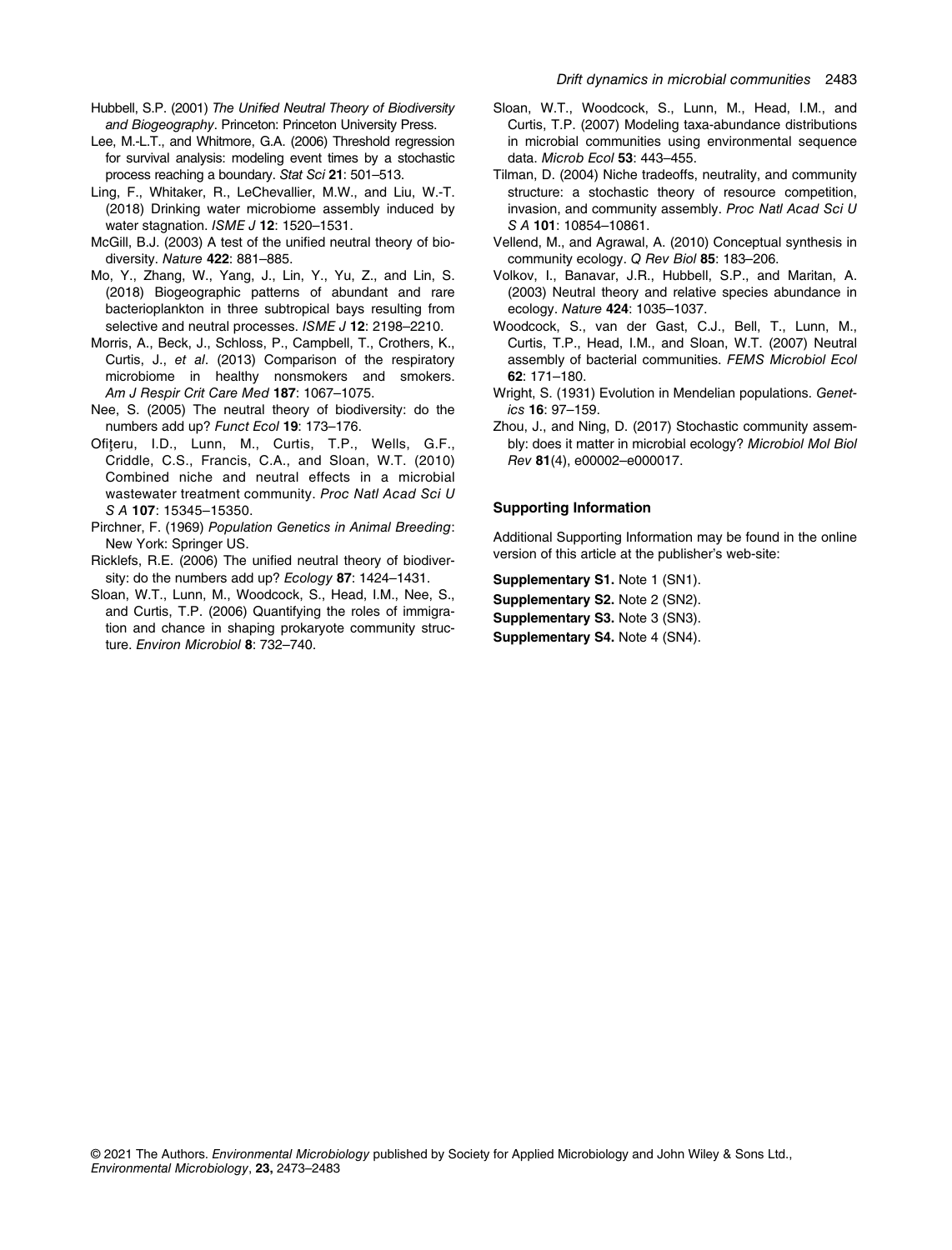Hubbell, S.P. (2001) *The Unified Neutral Theory of Biodiversity and Biogeography*. Princeton: Princeton University Press.

Lee, M.-L.T., and Whitmore, G.A. (2006) Threshold regression for survival analysis: modeling event times by a stochastic process reaching a boundary. *Stat Sci* **21**: 501–513.

Ling, F., Whitaker, R., LeChevallier, M.W., and Liu, W.-T. (2018) Drinking water microbiome assembly induced by water stagnation. *ISME J* **12**: 1520–1531.

McGill, B.J. (2003) A test of the unified neutral theory of biodiversity. *Nature* **422**: 881–885.

Mo, Y., Zhang, W., Yang, J., Lin, Y., Yu, Z., and Lin, S. (2018) Biogeographic patterns of abundant and rare bacterioplankton in three subtropical bays resulting from selective and neutral processes. *ISME J* **12**: 2198–2210.

Morris, A., Beck, J., Schloss, P., Campbell, T., Crothers, K., Curtis, J., *et al*. (2013) Comparison of the respiratory microbiome in healthy nonsmokers and smokers. *Am J Respir Crit Care Med* **187**: 1067–1075.

Nee, S. (2005) The neutral theory of biodiversity: do the numbers add up? *Funct Ecol* **19**: 173–176.

Ofiţeru, I.D., Lunn, M., Curtis, T.P., Wells, G.F., Criddle, C.S., Francis, C.A., and Sloan, W.T. (2010) Combined niche and neutral effects in a microbial wastewater treatment community. *Proc Natl Acad Sci U S A* **107**: 15345–15350.

Pirchner, F. (1969) *Population Genetics in Animal Breeding*: New York: Springer US.

Ricklefs, R.E. (2006) The unified neutral theory of biodiversity: do the numbers add up? *Ecology* **87**: 1424–1431.

Sloan, W.T., Lunn, M., Woodcock, S., Head, I.M., Nee, S., and Curtis, T.P. (2006) Quantifying the roles of immigration and chance in shaping prokaryote community structure. *Environ Microbiol* **8**: 732–740.

Sloan, W.T., Woodcock, S., Lunn, M., Head, I.M., and Curtis, T.P. (2007) Modeling taxa-abundance distributions in microbial communities using environmental sequence data. *Microb Ecol* **53**: 443–455.

Tilman, D. (2004) Niche tradeoffs, neutrality, and community structure: a stochastic theory of resource competition, invasion, and community assembly. *Proc Natl Acad Sci U S A* **101**: 10854–10861.

Vellend, M., and Agrawal, A. (2010) Conceptual synthesis in community ecology. *Q Rev Biol* **85**: 183–206.

Volkov, I., Banavar, J.R., Hubbell, S.P., and Maritan, A. (2003) Neutral theory and relative species abundance in ecology. *Nature* **424**: 1035–1037.

Woodcock, S., van der Gast, C.J., Bell, T., Lunn, M., Curtis, T.P., Head, I.M., and Sloan, W.T. (2007) Neutral assembly of bacterial communities. *FEMS Microbiol Ecol* **62**: 171–180.

Wright, S. (1931) Evolution in Mendelian populations. *Genetics* **16**: 97–159.

Zhou, J., and Ning, D. (2017) Stochastic community assembly: does it matter in microbial ecology? *Microbiol Mol Biol Rev* **81**(4), e00002–e000017.

## Supporting Information

Additional Supporting Information may be found in the online version of this article at the publisher's web-site:

**Supplementary S1.** Note 1 (SN1).

**Supplementary S2.** Note 2 (SN2).

**Supplementary S3.** Note 3 (SN3).

**Supplementary S4.** Note 4 (SN4).